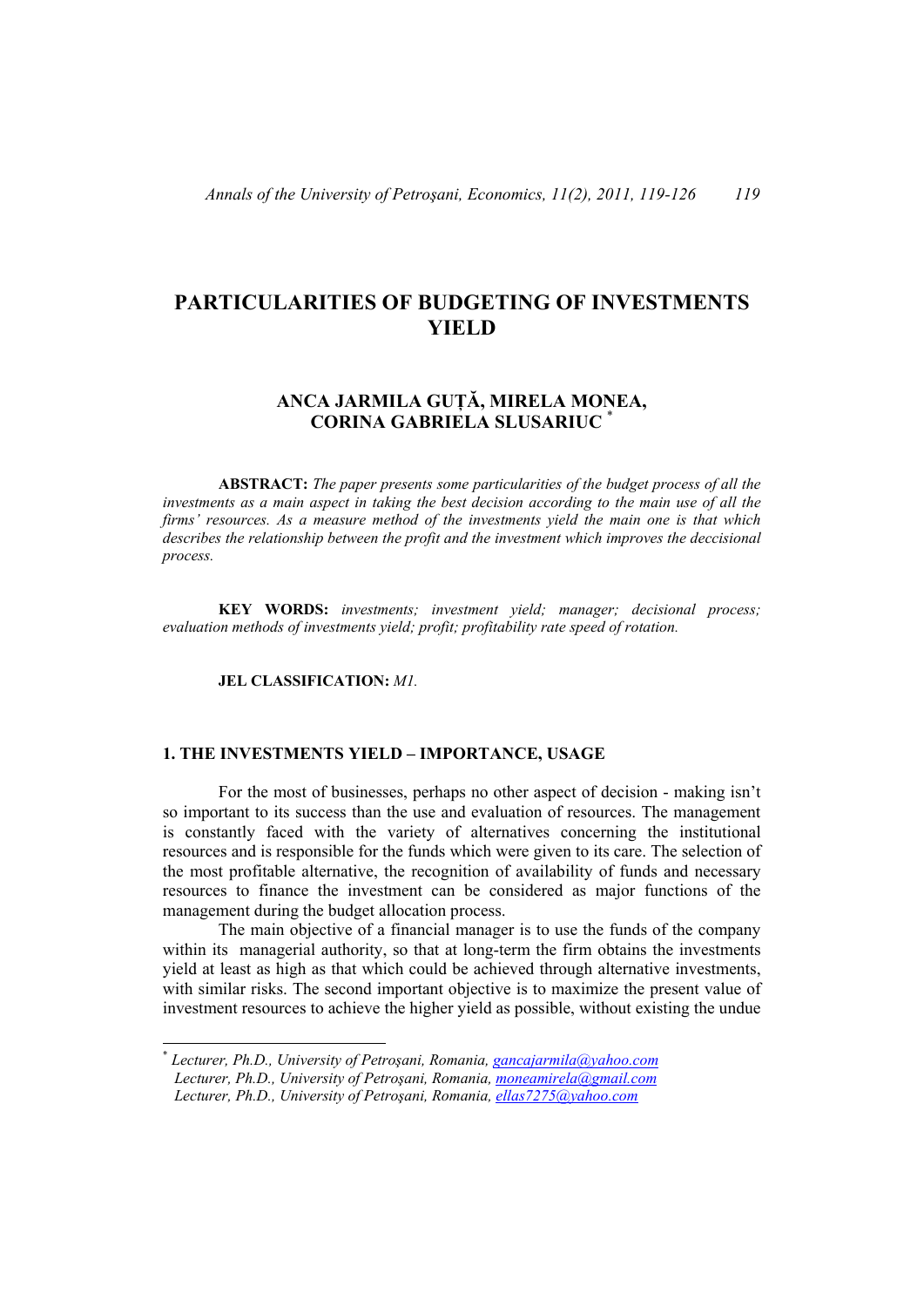# PARTICULARITIES OF BUDGETING OF INVESTMENTS YIELD

## ANCA JARMILA GUȚĂ, MIRELA MONEA, CORINA GABRIELA SLUSARIUC [*]

**ABSTRACT:** *The paper presents some particularities of the budget process of all the investments as a main aspect in taking the best decision according to the main use of all the firms' resources. As a measure method of the investments yield the main one is that which describes the relationship between the profit and the investment which improves the deccisional process.*

**KEY WORDS:** *investments; investment yield; manager; decisional process; evaluation methods of investments yield; profit; profitability rate speed of rotation.*

**JEL CLASSIFICATION:** *M1.*

## 1. THE INVESTMENTS YIELD – IMPORTANCE, USAGE

For the most of businesses, perhaps no other aspect of decision - making isn't so important to its success than the use and evaluation of resources. The management is constantly faced with the variety of alternatives concerning the institutional resources and is responsible for the funds which were given to its care. The selection of the most profitable alternative, the recognition of availability of funds and necessary resources to finance the investment can be considered as major functions of the management during the budget allocation process.

The main objective of a financial manager is to use the funds of the company within its managerial authority, so that at long-term the firm obtains the investments yield at least as high as that which could be achieved through alternative investments, with similar risks. The second important objective is to maximize the present value of investment resources to achieve the higher yield as possible, without existing the undue

---

[*] *Lecturer, Ph.D., University of Petroşani, Romania, gancajarmila@yahoo.com*
*Lecturer, Ph.D., University of Petroşani, Romania, moneamirela@gmail.com*
*Lecturer, Ph.D., University of Petroşani, Romania, ellas7275@yahoo.com*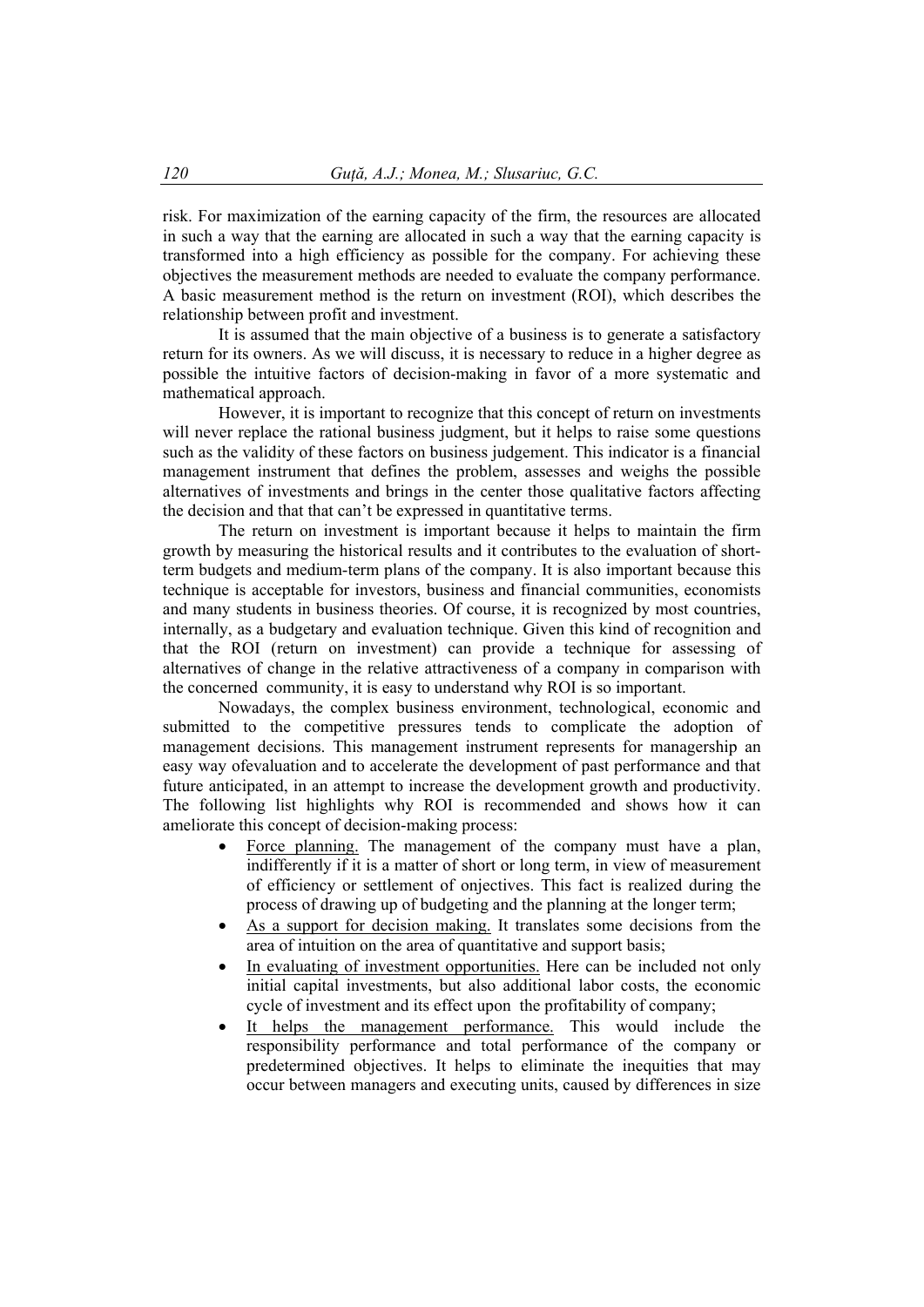risk. For maximization of the earning capacity of the firm, the resources are allocated in such a way that the earning are allocated in such a way that the earning capacity is transformed into a high efficiency as possible for the company. For achieving these objectives the measurement methods are needed to evaluate the company performance. A basic measurement method is the return on investment (ROI), which describes the relationship between profit and investment.

It is assumed that the main objective of a business is to generate a satisfactory return for its owners. As we will discuss, it is necessary to reduce in a higher degree as possible the intuitive factors of decision-making in favor of a more systematic and mathematical approach.

However, it is important to recognize that this concept of return on investments will never replace the rational business judgment, but it helps to raise some questions such as the validity of these factors on business judgement. This indicator is a financial management instrument that defines the problem, assesses and weighs the possible alternatives of investments and brings in the center those qualitative factors affecting the decision and that that can't be expressed in quantitative terms.

The return on investment is important because it helps to maintain the firm growth by measuring the historical results and it contributes to the evaluation of short-term budgets and medium-term plans of the company. It is also important because this technique is acceptable for investors, business and financial communities, economists and many students in business theories. Of course, it is recognized by most countries, internally, as a budgetary and evaluation technique. Given this kind of recognition and that the ROI (return on investment) can provide a technique for assessing of alternatives of change in the relative attractiveness of a company in comparison with the concerned community, it is easy to understand why ROI is so important.

Nowadays, the complex business environment, technological, economic and submitted to the competitive pressures tends to complicate the adoption of management decisions. This management instrument represents for managership an easy way ofevaluation and to accelerate the development of past performance and that future anticipated, in an attempt to increase the development growth and productivity. The following list highlights why ROI is recommended and shows how it can ameliorate this concept of decision-making process:

- Force planning. The management of the company must have a plan, indifferently if it is a matter of short or long term, in view of measurement of efficiency or settlement of onjectives. This fact is realized during the process of drawing up of budgeting and the planning at the longer term;
- As a support for decision making. It translates some decisions from the area of intuition on the area of quantitative and support basis;
- In evaluating of investment opportunities. Here can be included not only initial capital investments, but also additional labor costs, the economic cycle of investment and its effect upon the profitability of company;
- It helps the management performance. This would include the responsibility performance and total performance of the company or predetermined objectives. It helps to eliminate the inequities that may occur between managers and executing units, caused by differences in size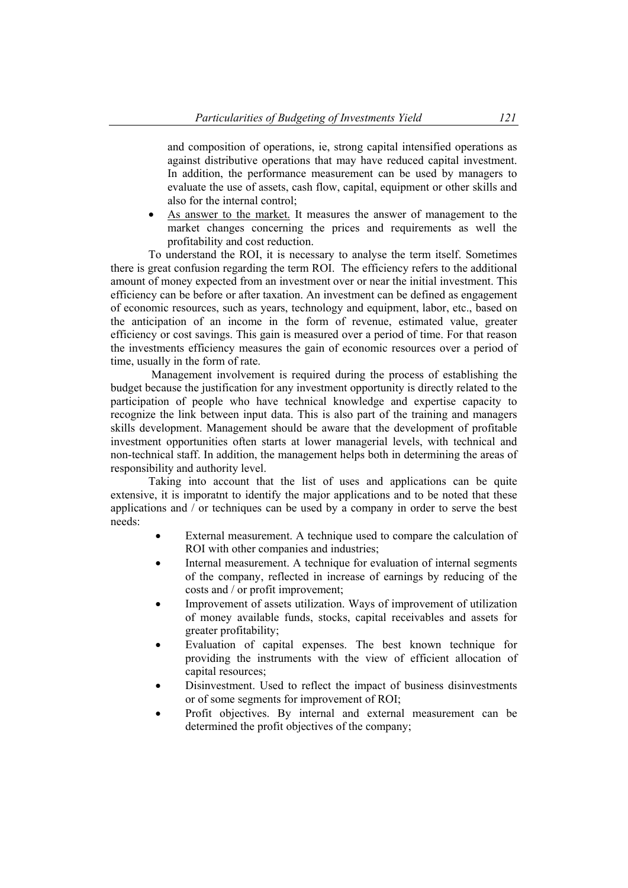and composition of operations, ie, strong capital intensified operations as against distributive operations that may have reduced capital investment. In addition, the performance measurement can be used by managers to evaluate the use of assets, cash flow, capital, equipment or other skills and also for the internal control;

- <u>As answer to the market.</u> It measures the answer of management to the market changes concerning the prices and requirements as well the profitability and cost reduction.

To understand the ROI, it is necessary to analyse the term itself. Sometimes there is great confusion regarding the term ROI. The efficiency refers to the additional amount of money expected from an investment over or near the initial investment. This efficiency can be before or after taxation. An investment can be defined as engagement of economic resources, such as years, technology and equipment, labor, etc., based on the anticipation of an income in the form of revenue, estimated value, greater efficiency or cost savings. This gain is measured over a period of time. For that reason the investments efficiency measures the gain of economic resources over a period of time, usually in the form of rate.

Management involvement is required during the process of establishing the budget because the justification for any investment opportunity is directly related to the participation of people who have technical knowledge and expertise capacity to recognize the link between input data. This is also part of the training and managers skills development. Management should be aware that the development of profitable investment opportunities often starts at lower managerial levels, with technical and non-technical staff. In addition, the management helps both in determining the areas of responsibility and authority level.

Taking into account that the list of uses and applications can be quite extensive, it is imporatnt to identify the major applications and to be noted that these applications and / or techniques can be used by a company in order to serve the best needs:

- External measurement. A technique used to compare the calculation of ROI with other companies and industries;
- Internal measurement. A technique for evaluation of internal segments of the company, reflected in increase of earnings by reducing of the costs and / or profit improvement;
- Improvement of assets utilization. Ways of improvement of utilization of money available funds, stocks, capital receivables and assets for greater profitability;
- Evaluation of capital expenses. The best known technique for providing the instruments with the view of efficient allocation of capital resources;
- Disinvestment. Used to reflect the impact of business disinvestments or of some segments for improvement of ROI;
- Profit objectives. By internal and external measurement can be determined the profit objectives of the company;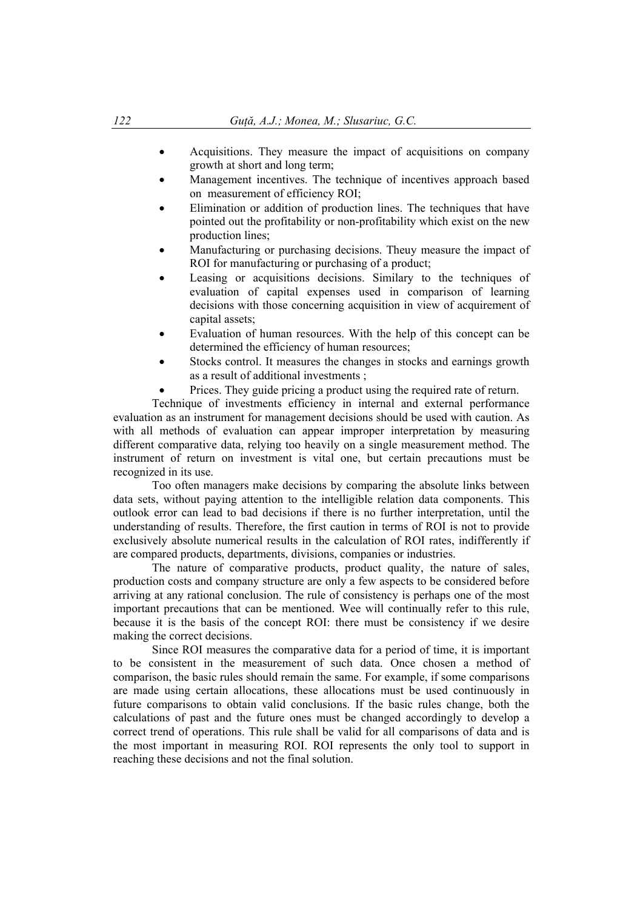- Acquisitions. They measure the impact of acquisitions on company growth at short and long term;
- Management incentives. The technique of incentives approach based on measurement of efficiency ROI;
- Elimination or addition of production lines. The techniques that have pointed out the profitability or non-profitability which exist on the new production lines;
- Manufacturing or purchasing decisions. Theuy measure the impact of ROI for manufacturing or purchasing of a product;
- Leasing or acquisitions decisions. Similary to the techniques of evaluation of capital expenses used in comparison of learning decisions with those concerning acquisition in view of acquirement of capital assets;
- Evaluation of human resources. With the help of this concept can be determined the efficiency of human resources;
- Stocks control. It measures the changes in stocks and earnings growth as a result of additional investments ;
- Prices. They guide pricing a product using the required rate of return.

Technique of investments efficiency in internal and external performance evaluation as an instrument for management decisions should be used with caution. As with all methods of evaluation can appear improper interpretation by measuring different comparative data, relying too heavily on a single measurement method. The instrument of return on investment is vital one, but certain precautions must be recognized in its use.

Too often managers make decisions by comparing the absolute links between data sets, without paying attention to the intelligible relation data components. This outlook error can lead to bad decisions if there is no further interpretation, until the understanding of results. Therefore, the first caution in terms of ROI is not to provide exclusively absolute numerical results in the calculation of ROI rates, indifferently if are compared products, departments, divisions, companies or industries.

The nature of comparative products, product quality, the nature of sales, production costs and company structure are only a few aspects to be considered before arriving at any rational conclusion. The rule of consistency is perhaps one of the most important precautions that can be mentioned. Wee will continually refer to this rule, because it is the basis of the concept ROI: there must be consistency if we desire making the correct decisions.

Since ROI measures the comparative data for a period of time, it is important to be consistent in the measurement of such data. Once chosen a method of comparison, the basic rules should remain the same. For example, if some comparisons are made using certain allocations, these allocations must be used continuously in future comparisons to obtain valid conclusions. If the basic rules change, both the calculations of past and the future ones must be changed accordingly to develop a correct trend of operations. This rule shall be valid for all comparisons of data and is the most important in measuring ROI. ROI represents the only tool to support in reaching these decisions and not the final solution.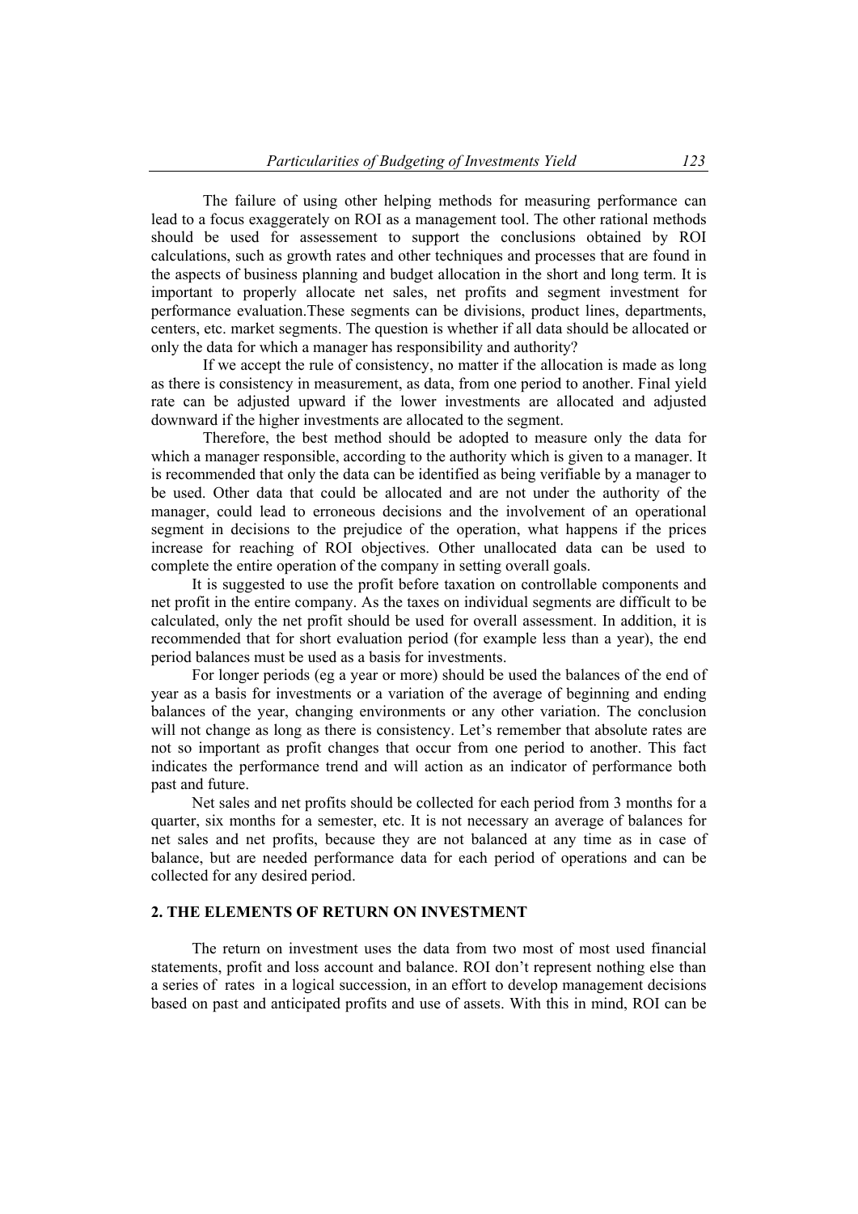The failure of using other helping methods for measuring performance can lead to a focus exaggerately on ROI as a management tool. The other rational methods should be used for assessement to support the conclusions obtained by ROI calculations, such as growth rates and other techniques and processes that are found in the aspects of business planning and budget allocation in the short and long term. It is important to properly allocate net sales, net profits and segment investment for performance evaluation.These segments can be divisions, product lines, departments, centers, etc. market segments. The question is whether if all data should be allocated or only the data for which a manager has responsibility and authority?

If we accept the rule of consistency, no matter if the allocation is made as long as there is consistency in measurement, as data, from one period to another. Final yield rate can be adjusted upward if the lower investments are allocated and adjusted downward if the higher investments are allocated to the segment.

Therefore, the best method should be adopted to measure only the data for which a manager responsible, according to the authority which is given to a manager. It is recommended that only the data can be identified as being verifiable by a manager to be used. Other data that could be allocated and are not under the authority of the manager, could lead to erroneous decisions and the involvement of an operational segment in decisions to the prejudice of the operation, what happens if the prices increase for reaching of ROI objectives. Other unallocated data can be used to complete the entire operation of the company in setting overall goals.

It is suggested to use the profit before taxation on controllable components and net profit in the entire company. As the taxes on individual segments are difficult to be calculated, only the net profit should be used for overall assessment. In addition, it is recommended that for short evaluation period (for example less than a year), the end period balances must be used as a basis for investments.

For longer periods (eg a year or more) should be used the balances of the end of year as a basis for investments or a variation of the average of beginning and ending balances of the year, changing environments or any other variation. The conclusion will not change as long as there is consistency. Let's remember that absolute rates are not so important as profit changes that occur from one period to another. This fact indicates the performance trend and will action as an indicator of performance both past and future.

Net sales and net profits should be collected for each period from 3 months for a quarter, six months for a semester, etc. It is not necessary an average of balances for net sales and net profits, because they are not balanced at any time as in case of balance, but are needed performance data for each period of operations and can be collected for any desired period.

## 2. THE ELEMENTS OF RETURN ON INVESTMENT

The return on investment uses the data from two most of most used financial statements, profit and loss account and balance. ROI don't represent nothing else than a series of rates in a logical succession, in an effort to develop management decisions based on past and anticipated profits and use of assets. With this in mind, ROI can be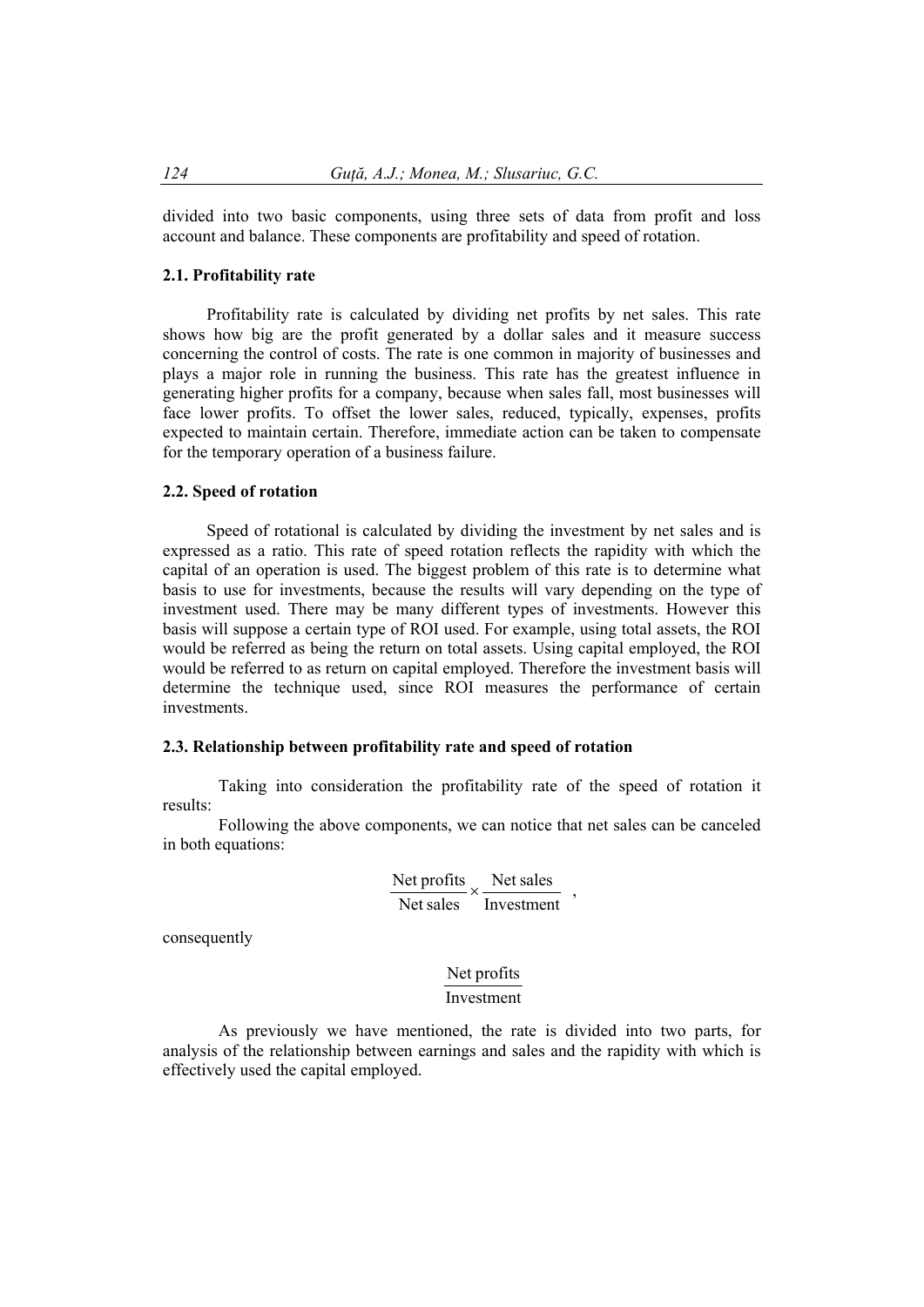divided into two basic components, using three sets of data from profit and loss account and balance. These components are profitability and speed of rotation.

### 2.1. Profitability rate

Profitability rate is calculated by dividing net profits by net sales. This rate shows how big are the profit generated by a dollar sales and it measure success concerning the control of costs. The rate is one common in majority of businesses and plays a major role in running the business. This rate has the greatest influence in generating higher profits for a company, because when sales fall, most businesses will face lower profits. To offset the lower sales, reduced, typically, expenses, profits expected to maintain certain. Therefore, immediate action can be taken to compensate for the temporary operation of a business failure.

### 2.2. Speed of rotation

Speed of rotational is calculated by dividing the investment by net sales and is expressed as a ratio. This rate of speed rotation reflects the rapidity with which the capital of an operation is used. The biggest problem of this rate is to determine what basis to use for investments, because the results will vary depending on the type of investment used. There may be many different types of investments. However this basis will suppose a certain type of ROI used. For example, using total assets, the ROI would be referred as being the return on total assets. Using capital employed, the ROI would be referred to as return on capital employed. Therefore the investment basis will determine the technique used, since ROI measures the performance of certain investments.

### 2.3. Relationship between profitability rate and speed of rotation

Taking into consideration the profitability rate of the speed of rotation it results:

Following the above components, we can notice that net sales can be canceled in both equations:

$$\frac{\text{Net profits}}{\text{Net sales}} \times \frac{\text{Net sales}}{\text{Investment}} ,$$

consequently

$$\frac{\text{Net profits}}{\text{Investment}}$$

As previously we have mentioned, the rate is divided into two parts, for analysis of the relationship between earnings and sales and the rapidity with which is effectively used the capital employed.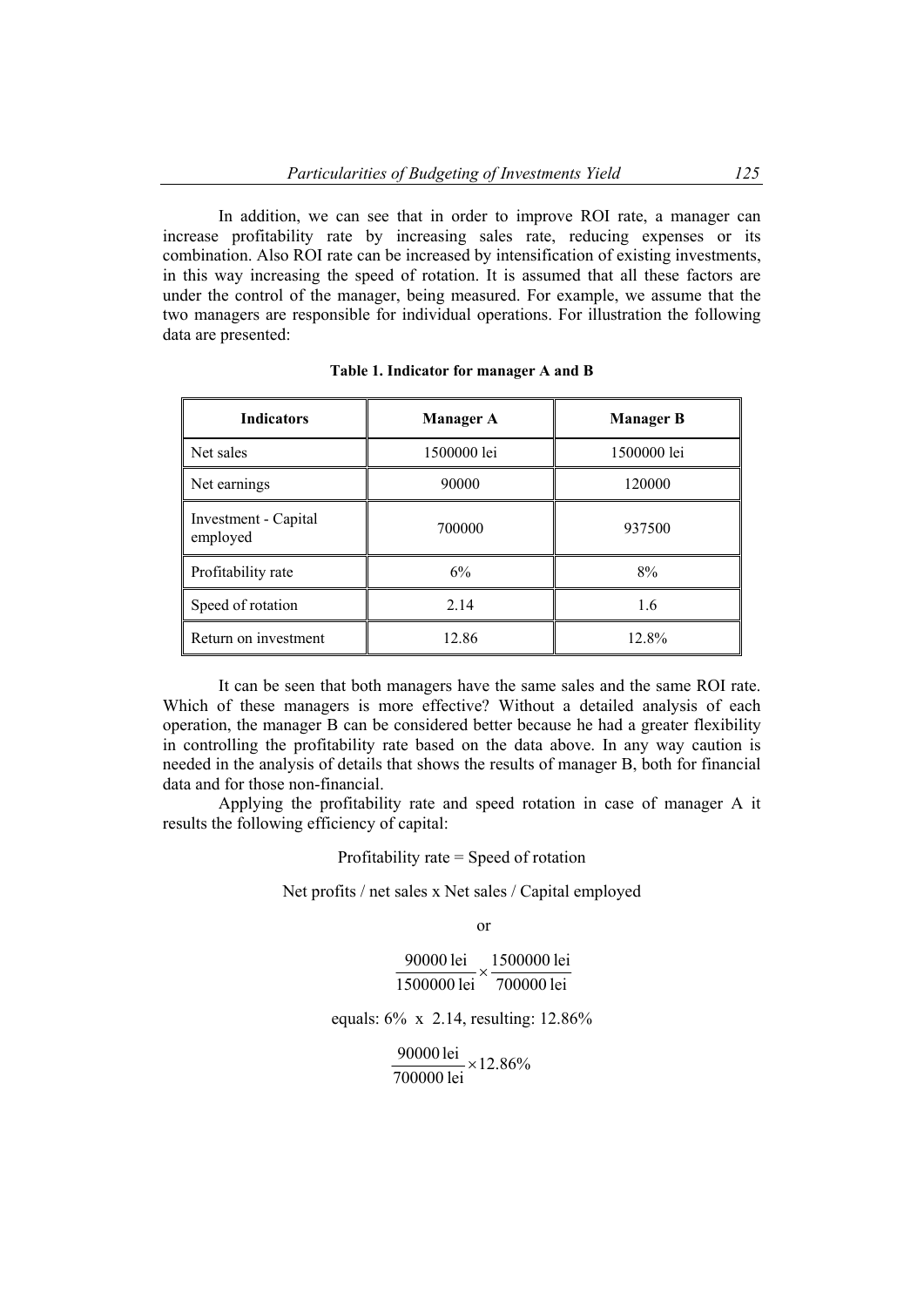In addition, we can see that in order to improve ROI rate, a manager can increase profitability rate by increasing sales rate, reducing expenses or its combination. Also ROI rate can be increased by intensification of existing investments, in this way increasing the speed of rotation. It is assumed that all these factors are under the control of the manager, being measured. For example, we assume that the two managers are responsible for individual operations. For illustration the following data are presented:

**Table 1. Indicator for manager A and B**

| Indicators | Manager A | Manager B |
|---|---|---|
| Net sales | 1500000 lei | 1500000 lei |
| Net earnings | 90000 | 120000 |
| Investment - Capital employed | 700000 | 937500 |
| Profitability rate | 6% | 8% |
| Speed of rotation | 2.14 | 1.6 |
| Return on investment | 12.86 | 12.8% |

It can be seen that both managers have the same sales and the same ROI rate. Which of these managers is more effective? Without a detailed analysis of each operation, the manager B can be considered better because he had a greater flexibility in controlling the profitability rate based on the data above. In any way caution is needed in the analysis of details that shows the results of manager B, both for financial data and for those non-financial.

Applying the profitability rate and speed rotation in case of manager A it results the following efficiency of capital:

Profitability rate = Speed of rotation

Net profits / net sales x Net sales / Capital employed

or

$$\frac{90000\text{ lei}}{1500000\text{ lei}} \times \frac{1500000\text{ lei}}{700000\text{ lei}}$$

equals: 6% x 2.14, resulting: 12.86%

$$\frac{90000\text{ lei}}{700000\text{ lei}} \times 12.86\%$$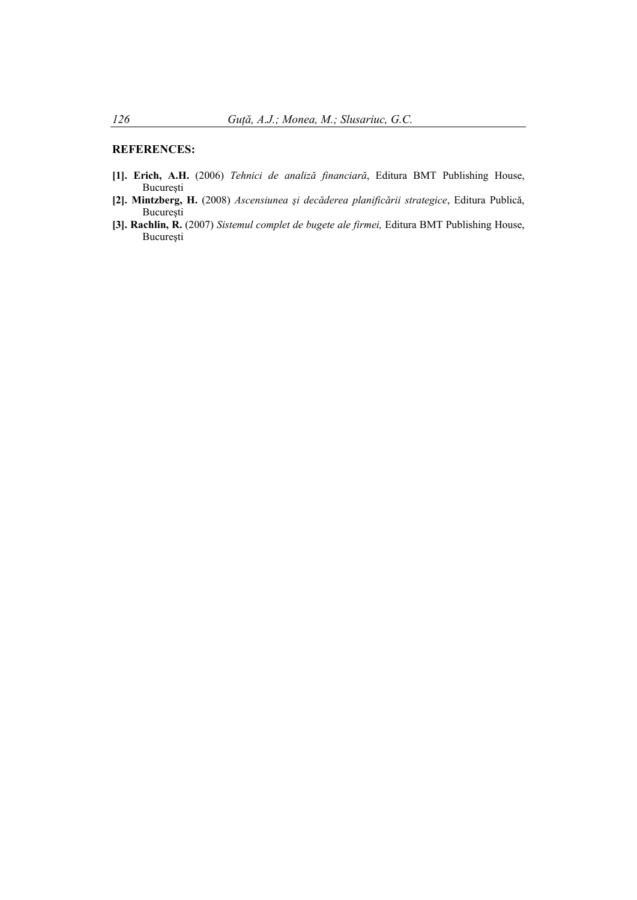**REFERENCES:**

**[1]. Erich, A.H.** (2006) *Tehnici de analiză financiară*, Editura BMT Publishing House, Bucureşti

**[2]. Mintzberg, H.** (2008) *Ascensiunea şi decăderea planificării strategice*, Editura Publică, Bucureşti

**[3]. Rachlin, R.** (2007) *Sistemul complet de bugete ale firmei,* Editura BMT Publishing House, Bucureşti